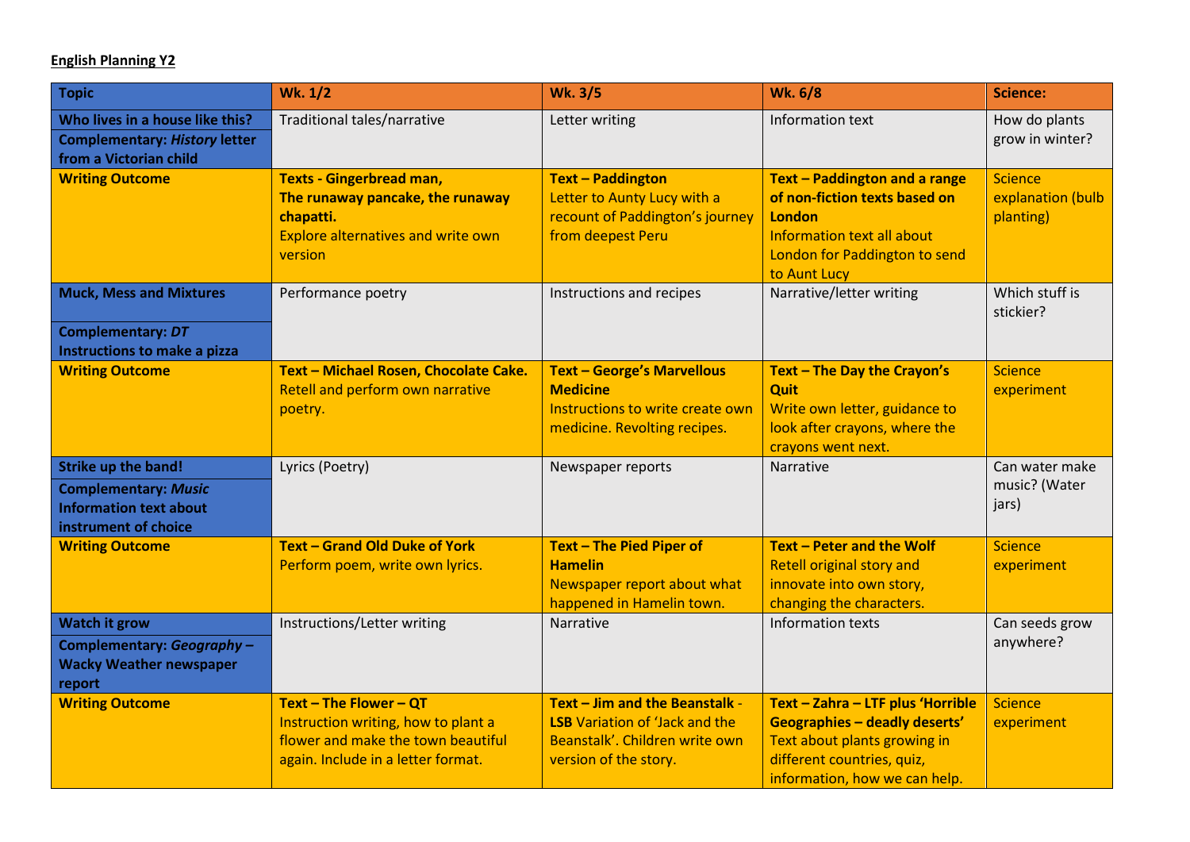**English Planning Y2**

| Topic | Wk. 1/2 | Wk. 3/5 | Wk. 6/8 | Science: |
|---|---|---|---|---|
| **Who lives in a house like this?** **Complementary: *History* letter from a Victorian child** | Traditional tales/narrative | Letter writing | Information text | How do plants grow in winter? |
| **Writing Outcome** | **Texts - Gingerbread man, The runaway pancake, the runaway chapatti.** Explore alternatives and write own version | **Text – Paddington** Letter to Aunty Lucy with a recount of Paddington's journey from deepest Peru | **Text – Paddington and a range of non-fiction texts based on London** Information text all about London for Paddington to send to Aunt Lucy | Science explanation (bulb planting) |
| **Muck, Mess and Mixtures** **Complementary: *DT* Instructions to make a pizza** | Performance poetry | Instructions and recipes | Narrative/letter writing | Which stuff is stickier? |
| **Writing Outcome** | **Text – Michael Rosen, Chocolate Cake.** Retell and perform own narrative poetry. | **Text – George's Marvellous Medicine** Instructions to write create own medicine. Revolting recipes. | **Text – The Day the Crayon's Quit** Write own letter, guidance to look after crayons, where the crayons went next. | Science experiment |
| **Strike up the band!** **Complementary: *Music* Information text about instrument of choice** | Lyrics (Poetry) | Newspaper reports | Narrative | Can water make music? (Water jars) |
| **Writing Outcome** | **Text – Grand Old Duke of York** Perform poem, write own lyrics. | **Text – The Pied Piper of Hamelin** Newspaper report about what happened in Hamelin town. | **Text – Peter and the Wolf** Retell original story and innovate into own story, changing the characters. | Science experiment |
| **Watch it grow** **Complementary: *Geography* – Wacky Weather newspaper report** | Instructions/Letter writing | Narrative | Information texts | Can seeds grow anywhere? |
| **Writing Outcome** | **Text – The Flower – QT** Instruction writing, how to plant a flower and make the town beautiful again. Include in a letter format. | **Text – Jim and the Beanstalk** - **LSB** Variation of 'Jack and the Beanstalk'. Children write own version of the story. | **Text – Zahra – LTF plus 'Horrible Geographies – deadly deserts'** Text about plants growing in different countries, quiz, information, how we can help. | Science experiment |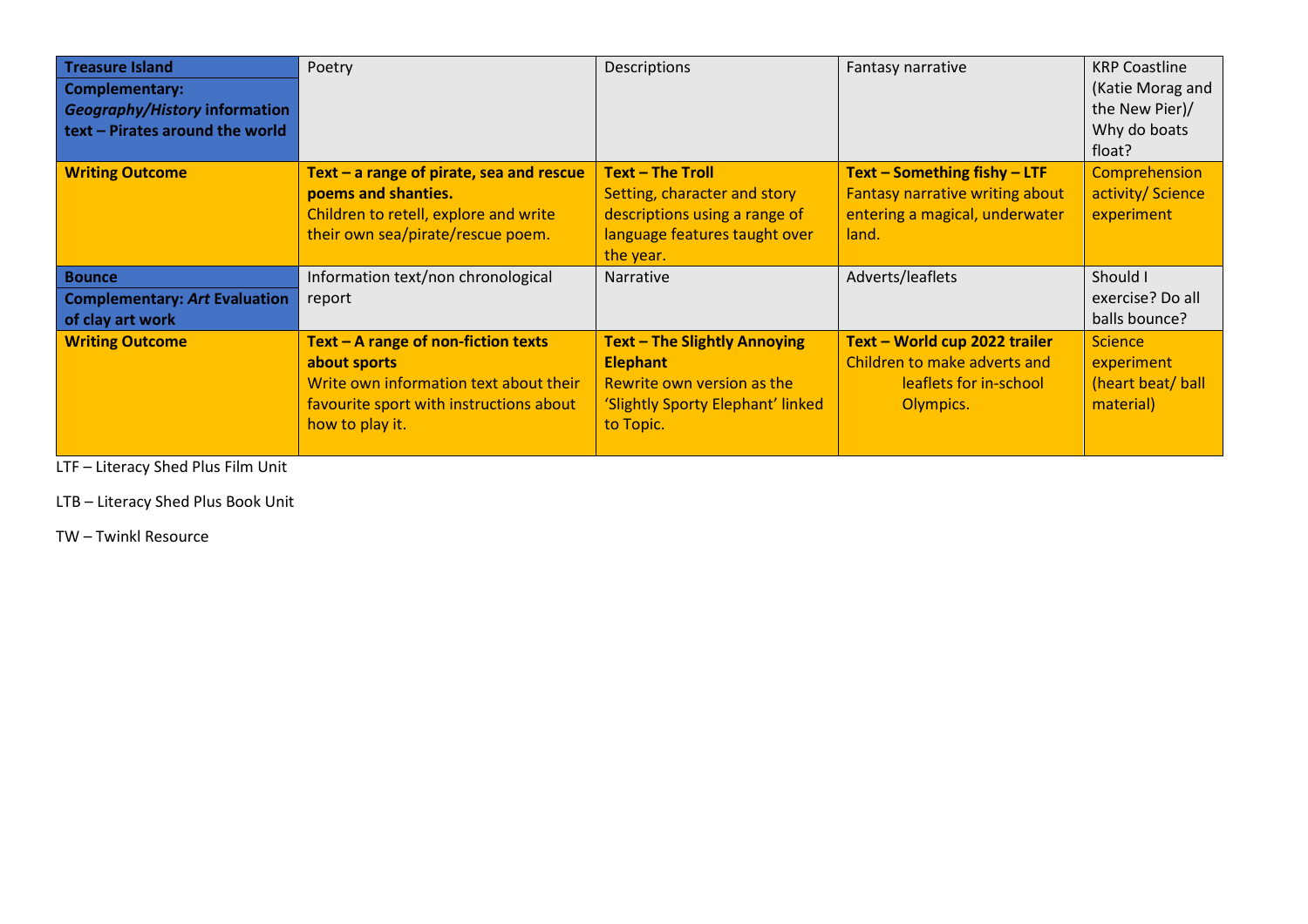| | | | | |
|---|---|---|---|---|
| **Treasure Island**<br>**Complementary:** ***Geography/History*** **information text – Pirates around the world** | Poetry | Descriptions | Fantasy narrative | KRP Coastline (Katie Morag and the New Pier)/ Why do boats float? |
| **Writing Outcome** | **Text – a range of pirate, sea and rescue poems and shanties.**<br>Children to retell, explore and write their own sea/pirate/rescue poem. | **Text – The Troll**<br>Setting, character and story descriptions using a range of language features taught over the year. | **Text – Something fishy – LTF**<br>Fantasy narrative writing about entering a magical, underwater land. | Comprehension activity/ Science experiment |
| **Bounce**<br>**Complementary:** ***Art*** **Evaluation of clay art work** | Information text/non chronological report | Narrative | Adverts/leaflets | Should I exercise? Do all balls bounce? |
| **Writing Outcome** | **Text – A range of non-fiction texts about sports**<br>Write own information text about their favourite sport with instructions about how to play it. | **Text – The Slightly Annoying Elephant**<br>Rewrite own version as the 'Slightly Sporty Elephant' linked to Topic. | **Text – World cup 2022 trailer**<br>Children to make adverts and leaflets for in-school Olympics. | Science experiment (heart beat/ ball material) |

LTF – Literacy Shed Plus Film Unit

LTB – Literacy Shed Plus Book Unit

TW – Twinkl Resource